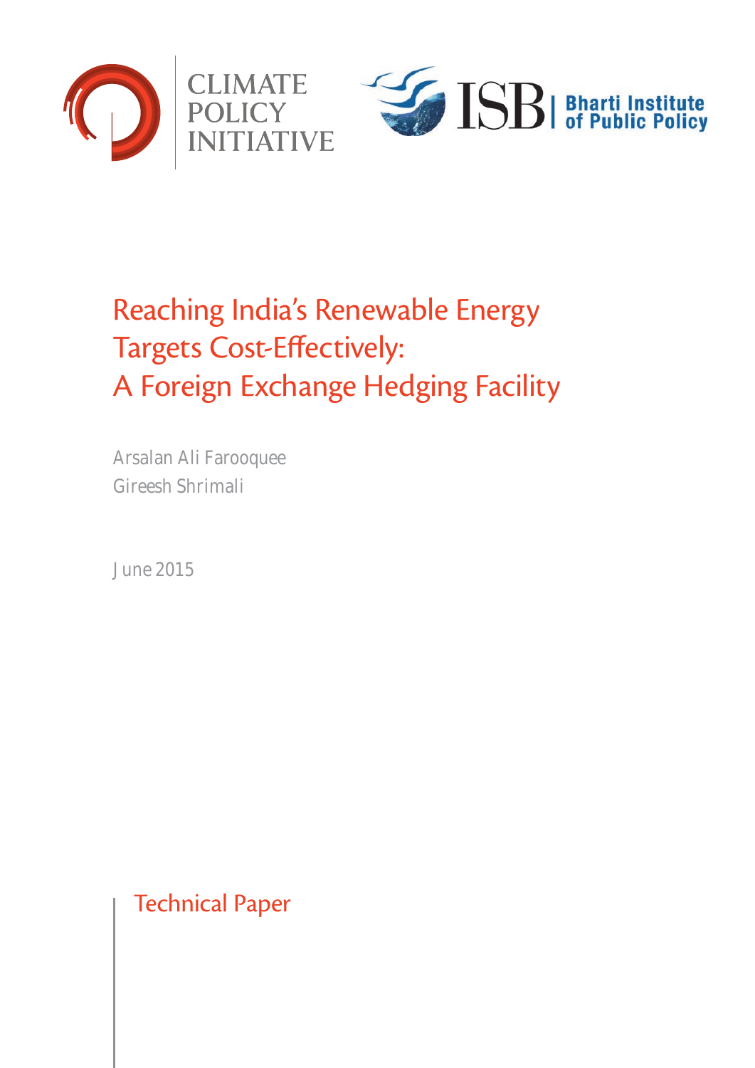CLIMATE POLICY INITIATIVE

ISB | Bharti Institute of Public Policy

# Reaching India's Renewable Energy Targets Cost-Effectively: A Foreign Exchange Hedging Facility

Arsalan Ali Farooquee

Gireesh Shrimali

June 2015

Technical Paper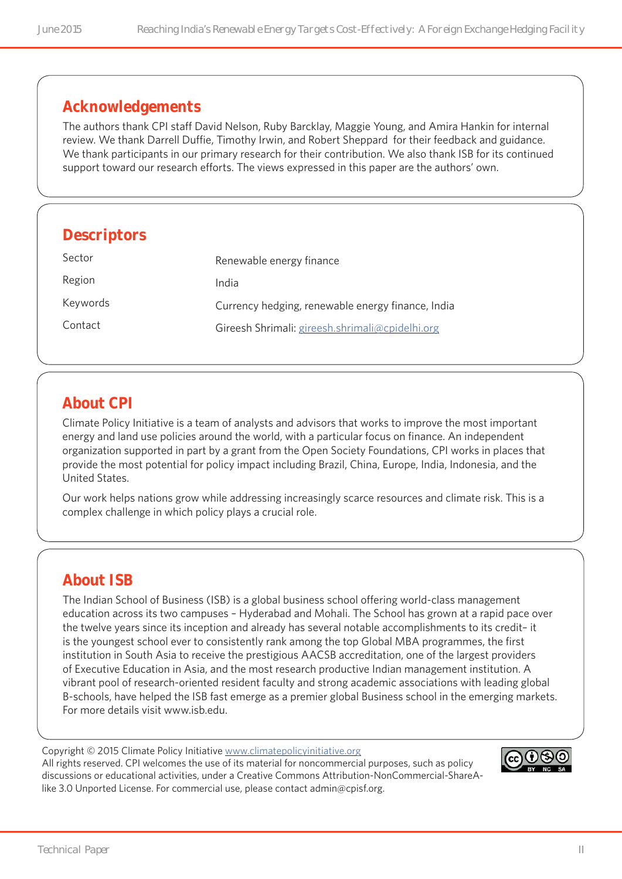## Acknowledgements

The authors thank CPI staff David Nelson, Ruby Barcklay, Maggie Young, and Amira Hankin for internal review. We thank Darrell Duffie, Timothy Irwin, and Robert Sheppard for their feedback and guidance. We thank participants in our primary research for their contribution. We also thank ISB for its continued support toward our research efforts. The views expressed in this paper are the authors' own.

## Descriptors

| | |
|---|---|
| Sector | Renewable energy finance |
| Region | India |
| Keywords | Currency hedging, renewable energy finance, India |
| Contact | Gireesh Shrimali: gireesh.shrimali@cpidelhi.org |

## About CPI

Climate Policy Initiative is a team of analysts and advisors that works to improve the most important energy and land use policies around the world, with a particular focus on finance. An independent organization supported in part by a grant from the Open Society Foundations, CPI works in places that provide the most potential for policy impact including Brazil, China, Europe, India, Indonesia, and the United States.

Our work helps nations grow while addressing increasingly scarce resources and climate risk. This is a complex challenge in which policy plays a crucial role.

## About ISB

The Indian School of Business (ISB) is a global business school offering world-class management education across its two campuses – Hyderabad and Mohali. The School has grown at a rapid pace over the twelve years since its inception and already has several notable accomplishments to its credit- it is the youngest school ever to consistently rank among the top Global MBA programmes, the first institution in South Asia to receive the prestigious AACSB accreditation, one of the largest providers of Executive Education in Asia, and the most research productive Indian management institution. A vibrant pool of research-oriented resident faculty and strong academic associations with leading global B-schools, have helped the ISB fast emerge as a premier global Business school in the emerging markets. For more details visit www.isb.edu.

Copyright © 2015 Climate Policy Initiative www.climatepolicyinitiative.org
All rights reserved. CPI welcomes the use of its material for noncommercial purposes, such as policy discussions or educational activities, under a Creative Commons Attribution-NonCommercial-ShareAlike 3.0 Unported License. For commercial use, please contact admin@cpisf.org.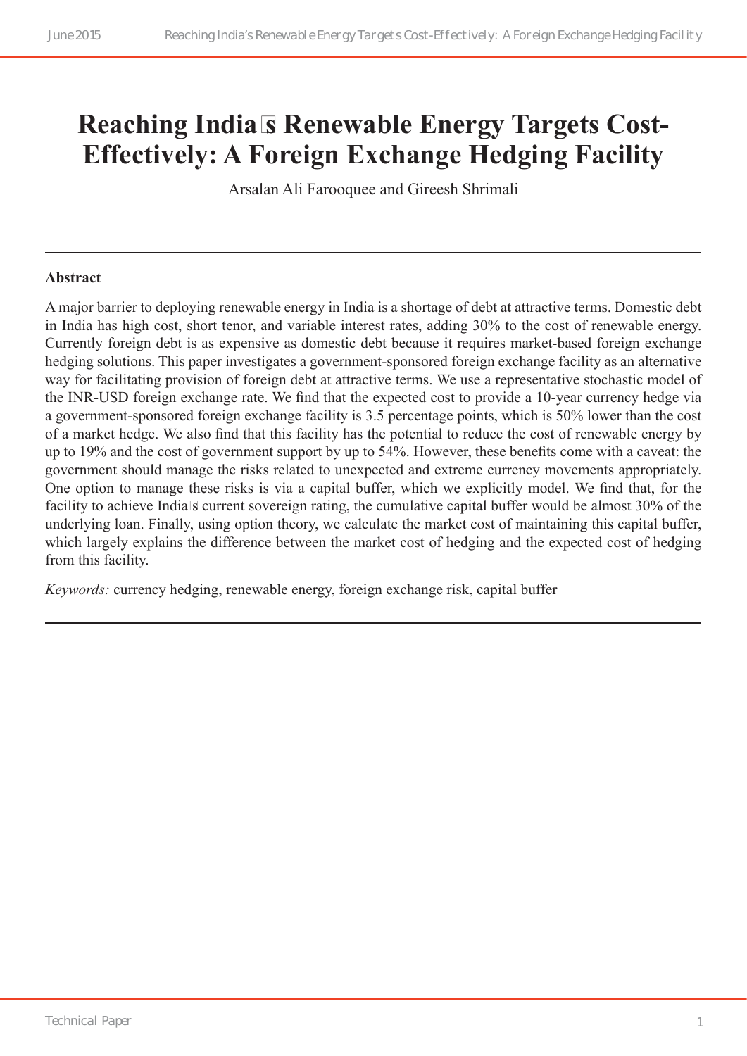# Reaching India's Renewable Energy Targets Cost-Effectively: A Foreign Exchange Hedging Facility

Arsalan Ali Farooquee and Gireesh Shrimali

---

**Abstract**

A major barrier to deploying renewable energy in India is a shortage of debt at attractive terms. Domestic debt in India has high cost, short tenor, and variable interest rates, adding 30% to the cost of renewable energy. Currently foreign debt is as expensive as domestic debt because it requires market-based foreign exchange hedging solutions. This paper investigates a government-sponsored foreign exchange facility as an alternative way for facilitating provision of foreign debt at attractive terms. We use a representative stochastic model of the INR-USD foreign exchange rate. We find that the expected cost to provide a 10-year currency hedge via a government-sponsored foreign exchange facility is 3.5 percentage points, which is 50% lower than the cost of a market hedge. We also find that this facility has the potential to reduce the cost of renewable energy by up to 19% and the cost of government support by up to 54%. However, these benefits come with a caveat: the government should manage the risks related to unexpected and extreme currency movements appropriately. One option to manage these risks is via a capital buffer, which we explicitly model. We find that, for the facility to achieve India's current sovereign rating, the cumulative capital buffer would be almost 30% of the underlying loan. Finally, using option theory, we calculate the market cost of maintaining this capital buffer, which largely explains the difference between the market cost of hedging and the expected cost of hedging from this facility.

*Keywords:* currency hedging, renewable energy, foreign exchange risk, capital buffer

---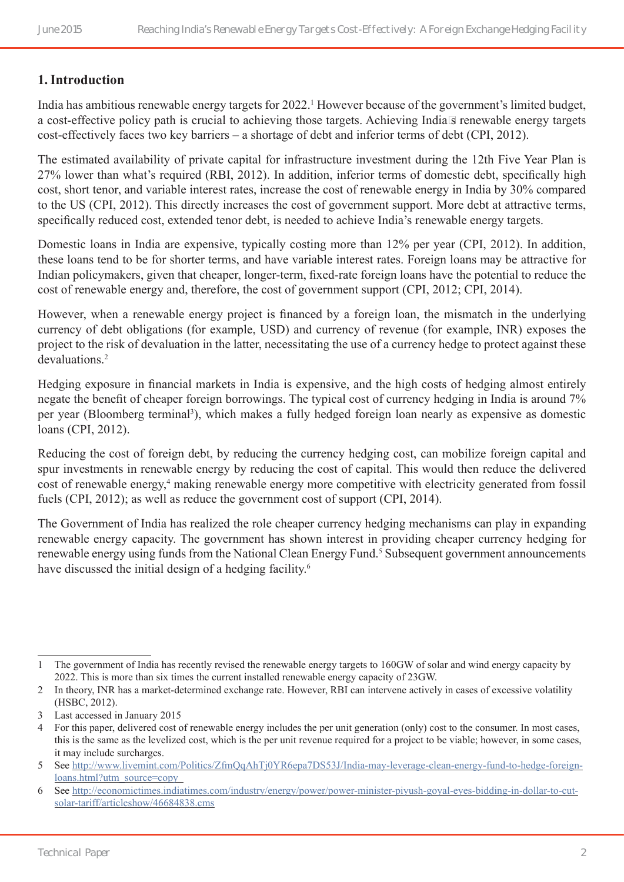## 1. Introduction

India has ambitious renewable energy targets for 2022.[1] However because of the government's limited budget, a cost-effective policy path is crucial to achieving those targets. Achieving India's renewable energy targets cost-effectively faces two key barriers – a shortage of debt and inferior terms of debt (CPI, 2012).

The estimated availability of private capital for infrastructure investment during the 12th Five Year Plan is 27% lower than what's required (RBI, 2012). In addition, inferior terms of domestic debt, specifically high cost, short tenor, and variable interest rates, increase the cost of renewable energy in India by 30% compared to the US (CPI, 2012). This directly increases the cost of government support. More debt at attractive terms, specifically reduced cost, extended tenor debt, is needed to achieve India's renewable energy targets.

Domestic loans in India are expensive, typically costing more than 12% per year (CPI, 2012). In addition, these loans tend to be for shorter terms, and have variable interest rates. Foreign loans may be attractive for Indian policymakers, given that cheaper, longer-term, fixed-rate foreign loans have the potential to reduce the cost of renewable energy and, therefore, the cost of government support (CPI, 2012; CPI, 2014).

However, when a renewable energy project is financed by a foreign loan, the mismatch in the underlying currency of debt obligations (for example, USD) and currency of revenue (for example, INR) exposes the project to the risk of devaluation in the latter, necessitating the use of a currency hedge to protect against these devaluations.[2]

Hedging exposure in financial markets in India is expensive, and the high costs of hedging almost entirely negate the benefit of cheaper foreign borrowings. The typical cost of currency hedging in India is around 7% per year (Bloomberg terminal[3]), which makes a fully hedged foreign loan nearly as expensive as domestic loans (CPI, 2012).

Reducing the cost of foreign debt, by reducing the currency hedging cost, can mobilize foreign capital and spur investments in renewable energy by reducing the cost of capital. This would then reduce the delivered cost of renewable energy,[4] making renewable energy more competitive with electricity generated from fossil fuels (CPI, 2012); as well as reduce the government cost of support (CPI, 2014).

The Government of India has realized the role cheaper currency hedging mechanisms can play in expanding renewable energy capacity. The government has shown interest in providing cheaper currency hedging for renewable energy using funds from the National Clean Energy Fund.[5] Subsequent government announcements have discussed the initial design of a hedging facility.[6]

---

1 The government of India has recently revised the renewable energy targets to 160GW of solar and wind energy capacity by 2022. This is more than six times the current installed renewable energy capacity of 23GW.

2 In theory, INR has a market-determined exchange rate. However, RBI can intervene actively in cases of excessive volatility (HSBC, 2012).

3 Last accessed in January 2015

4 For this paper, delivered cost of renewable energy includes the per unit generation (only) cost to the consumer. In most cases, this is the same as the levelized cost, which is the per unit revenue required for a project to be viable; however, in some cases, it may include surcharges.

5 See http://www.livemint.com/Politics/ZfmQqAhTj0YR6epa7DS53J/India-may-leverage-clean-energy-fund-to-hedge-foreign-loans.html?utm_source=copy

6 See http://economictimes.indiatimes.com/industry/energy/power/power-minister-piyush-goyal-eyes-bidding-in-dollar-to-cut-solar-tariff/articleshow/46684838.cms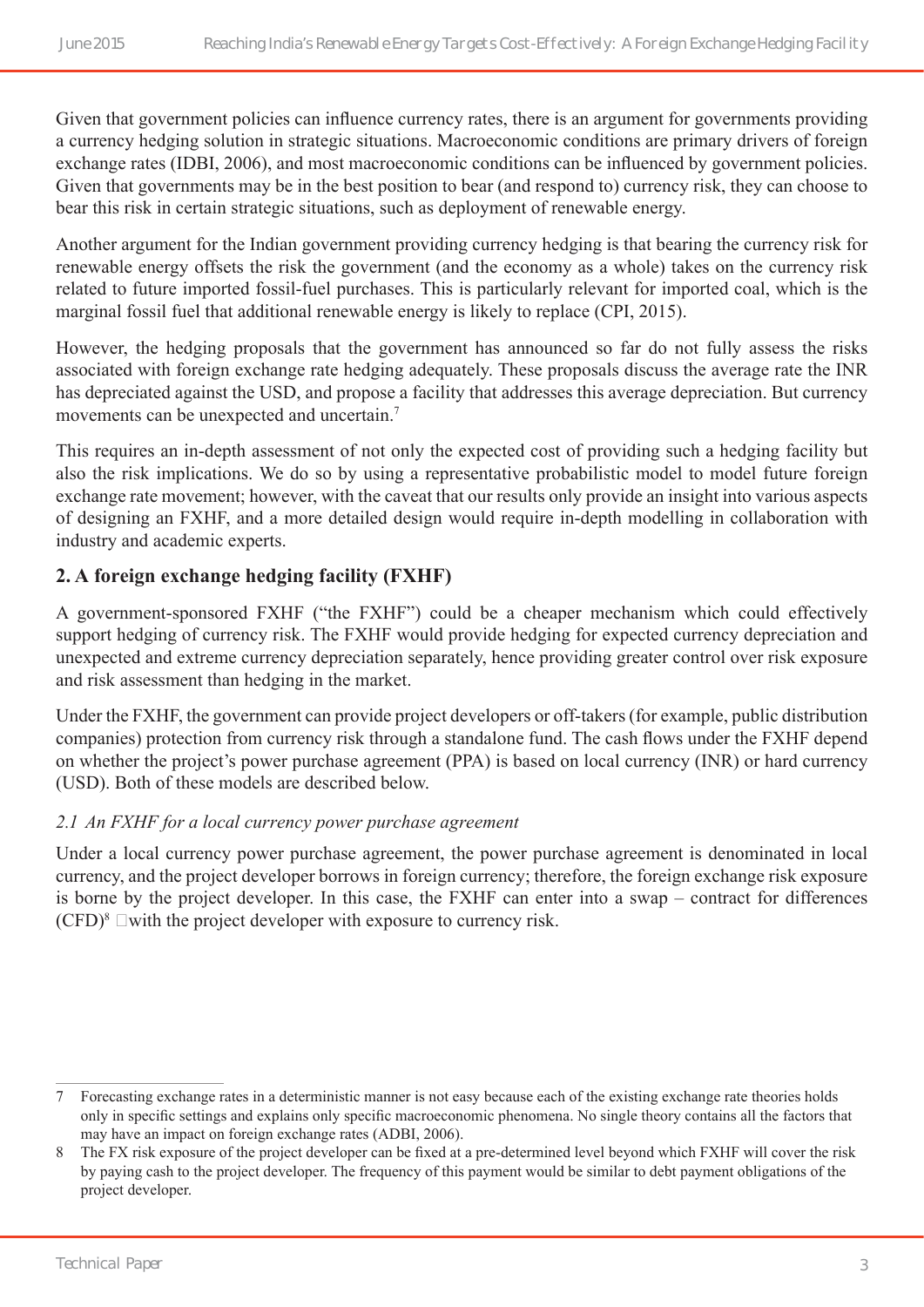Given that government policies can influence currency rates, there is an argument for governments providing a currency hedging solution in strategic situations. Macroeconomic conditions are primary drivers of foreign exchange rates (IDBI, 2006), and most macroeconomic conditions can be influenced by government policies. Given that governments may be in the best position to bear (and respond to) currency risk, they can choose to bear this risk in certain strategic situations, such as deployment of renewable energy.

Another argument for the Indian government providing currency hedging is that bearing the currency risk for renewable energy offsets the risk the government (and the economy as a whole) takes on the currency risk related to future imported fossil-fuel purchases. This is particularly relevant for imported coal, which is the marginal fossil fuel that additional renewable energy is likely to replace (CPI, 2015).

However, the hedging proposals that the government has announced so far do not fully assess the risks associated with foreign exchange rate hedging adequately. These proposals discuss the average rate the INR has depreciated against the USD, and propose a facility that addresses this average depreciation. But currency movements can be unexpected and uncertain.[7]

This requires an in-depth assessment of not only the expected cost of providing such a hedging facility but also the risk implications. We do so by using a representative probabilistic model to model future foreign exchange rate movement; however, with the caveat that our results only provide an insight into various aspects of designing an FXHF, and a more detailed design would require in-depth modelling in collaboration with industry and academic experts.

## 2. A foreign exchange hedging facility (FXHF)

A government-sponsored FXHF ("the FXHF") could be a cheaper mechanism which could effectively support hedging of currency risk. The FXHF would provide hedging for expected currency depreciation and unexpected and extreme currency depreciation separately, hence providing greater control over risk exposure and risk assessment than hedging in the market.

Under the FXHF, the government can provide project developers or off-takers (for example, public distribution companies) protection from currency risk through a standalone fund. The cash flows under the FXHF depend on whether the project's power purchase agreement (PPA) is based on local currency (INR) or hard currency (USD). Both of these models are described below.

### *2.1 An FXHF for a local currency power purchase agreement*

Under a local currency power purchase agreement, the power purchase agreement is denominated in local currency, and the project developer borrows in foreign currency; therefore, the foreign exchange risk exposure is borne by the project developer. In this case, the FXHF can enter into a swap – contract for differences (CFD)[8] with the project developer with exposure to currency risk.

---

7 Forecasting exchange rates in a deterministic manner is not easy because each of the existing exchange rate theories holds only in specific settings and explains only specific macroeconomic phenomena. No single theory contains all the factors that may have an impact on foreign exchange rates (ADBI, 2006).

8 The FX risk exposure of the project developer can be fixed at a pre-determined level beyond which FXHF will cover the risk by paying cash to the project developer. The frequency of this payment would be similar to debt payment obligations of the project developer.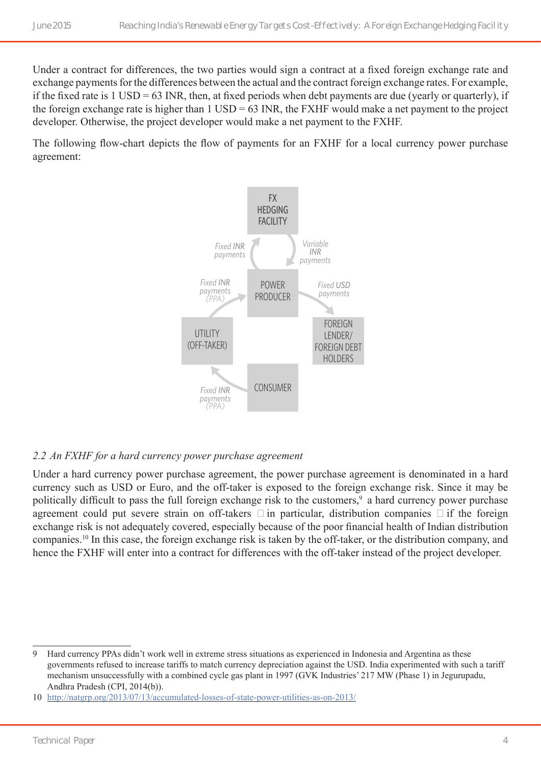Under a contract for differences, the two parties would sign a contract at a fixed foreign exchange rate and exchange payments for the differences between the actual and the contract foreign exchange rates. For example, if the fixed rate is 1 USD = 63 INR, then, at fixed periods when debt payments are due (yearly or quarterly), if the foreign exchange rate is higher than 1 USD = 63 INR, the FXHF would make a net payment to the project developer. Otherwise, the project developer would make a net payment to the FXHF.

The following flow-chart depicts the flow of payments for an FXHF for a local currency power purchase agreement:

### *2.2 An FXHF for a hard currency power purchase agreement*

Under a hard currency power purchase agreement, the power purchase agreement is denominated in a hard currency such as USD or Euro, and the off-taker is exposed to the foreign exchange risk. Since it may be politically difficult to pass the full foreign exchange risk to the customers,[9] a hard currency power purchase agreement could put severe strain on off-takers — in particular, distribution companies — if the foreign exchange risk is not adequately covered, especially because of the poor financial health of Indian distribution companies.[10] In this case, the foreign exchange risk is taken by the off-taker, or the distribution company, and hence the FXHF will enter into a contract for differences with the off-taker instead of the project developer.

---

9 Hard currency PPAs didn't work well in extreme stress situations as experienced in Indonesia and Argentina as these governments refused to increase tariffs to match currency depreciation against the USD. India experimented with such a tariff mechanism unsuccessfully with a combined cycle gas plant in 1997 (GVK Industries' 217 MW (Phase 1) in Jegurupadu, Andhra Pradesh (CPI, 2014(b)).

10 http://natgrp.org/2013/07/13/accumulated-losses-of-state-power-utilities-as-on-2013/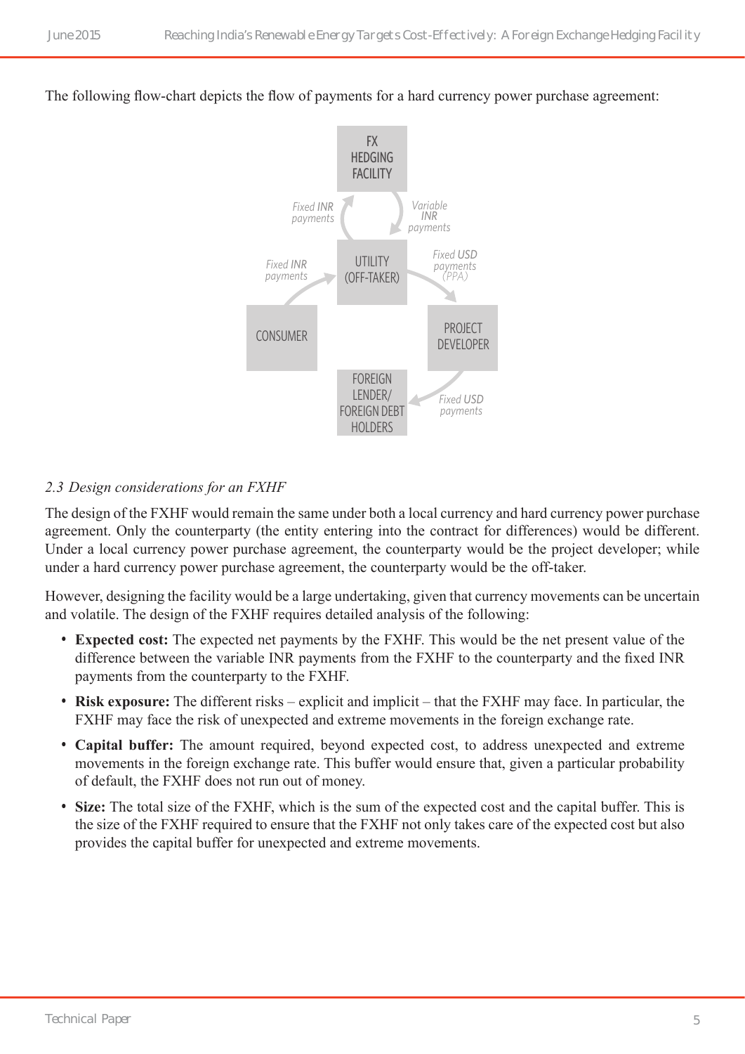The following flow-chart depicts the flow of payments for a hard currency power purchase agreement:

FX HEDGING FACILITY

Fixed INR payments

Variable INR payments

UTILITY (OFF-TAKER)

Fixed INR payments

Fixed USD payments (PPA)

CONSUMER

PROJECT DEVELOPER

FOREIGN LENDER/ FOREIGN DEBT HOLDERS

Fixed USD payments

*2.3 Design considerations for an FXHF*

The design of the FXHF would remain the same under both a local currency and hard currency power purchase agreement. Only the counterparty (the entity entering into the contract for differences) would be different. Under a local currency power purchase agreement, the counterparty would be the project developer; while under a hard currency power purchase agreement, the counterparty would be the off-taker.

However, designing the facility would be a large undertaking, given that currency movements can be uncertain and volatile. The design of the FXHF requires detailed analysis of the following:

- **Expected cost:** The expected net payments by the FXHF. This would be the net present value of the difference between the variable INR payments from the FXHF to the counterparty and the fixed INR payments from the counterparty to the FXHF.
- **Risk exposure:** The different risks – explicit and implicit – that the FXHF may face. In particular, the FXHF may face the risk of unexpected and extreme movements in the foreign exchange rate.
- **Capital buffer:** The amount required, beyond expected cost, to address unexpected and extreme movements in the foreign exchange rate. This buffer would ensure that, given a particular probability of default, the FXHF does not run out of money.
- **Size:** The total size of the FXHF, which is the sum of the expected cost and the capital buffer. This is the size of the FXHF required to ensure that the FXHF not only takes care of the expected cost but also provides the capital buffer for unexpected and extreme movements.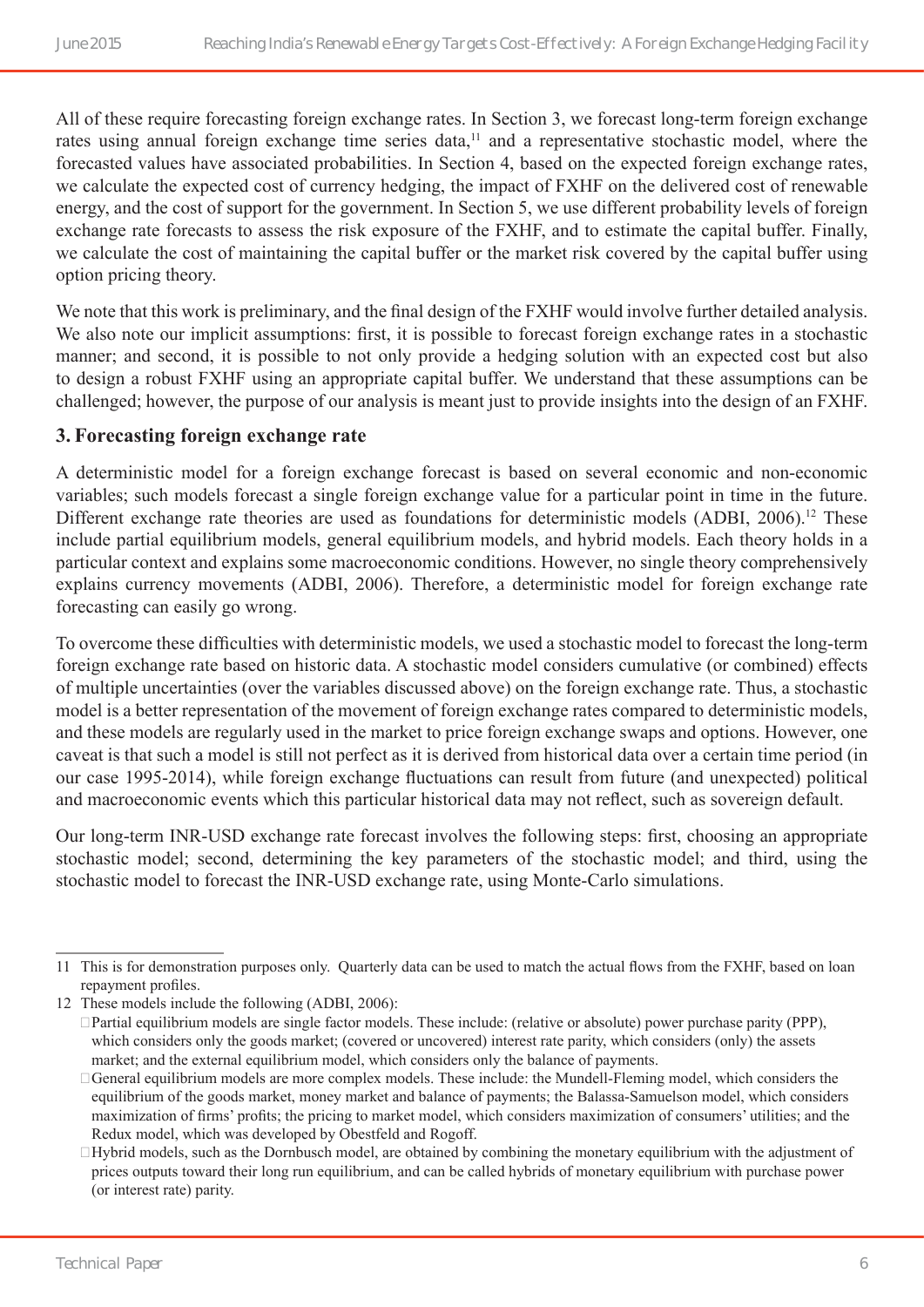All of these require forecasting foreign exchange rates. In Section 3, we forecast long-term foreign exchange rates using annual foreign exchange time series data,[11] and a representative stochastic model, where the forecasted values have associated probabilities. In Section 4, based on the expected foreign exchange rates, we calculate the expected cost of currency hedging, the impact of FXHF on the delivered cost of renewable energy, and the cost of support for the government. In Section 5, we use different probability levels of foreign exchange rate forecasts to assess the risk exposure of the FXHF, and to estimate the capital buffer. Finally, we calculate the cost of maintaining the capital buffer or the market risk covered by the capital buffer using option pricing theory.

We note that this work is preliminary, and the final design of the FXHF would involve further detailed analysis. We also note our implicit assumptions: first, it is possible to forecast foreign exchange rates in a stochastic manner; and second, it is possible to not only provide a hedging solution with an expected cost but also to design a robust FXHF using an appropriate capital buffer. We understand that these assumptions can be challenged; however, the purpose of our analysis is meant just to provide insights into the design of an FXHF.

## 3. Forecasting foreign exchange rate

A deterministic model for a foreign exchange forecast is based on several economic and non-economic variables; such models forecast a single foreign exchange value for a particular point in time in the future. Different exchange rate theories are used as foundations for deterministic models (ADBI, 2006).[12] These include partial equilibrium models, general equilibrium models, and hybrid models. Each theory holds in a particular context and explains some macroeconomic conditions. However, no single theory comprehensively explains currency movements (ADBI, 2006). Therefore, a deterministic model for foreign exchange rate forecasting can easily go wrong.

To overcome these difficulties with deterministic models, we used a stochastic model to forecast the long-term foreign exchange rate based on historic data. A stochastic model considers cumulative (or combined) effects of multiple uncertainties (over the variables discussed above) on the foreign exchange rate. Thus, a stochastic model is a better representation of the movement of foreign exchange rates compared to deterministic models, and these models are regularly used in the market to price foreign exchange swaps and options. However, one caveat is that such a model is still not perfect as it is derived from historical data over a certain time period (in our case 1995-2014), while foreign exchange fluctuations can result from future (and unexpected) political and macroeconomic events which this particular historical data may not reflect, such as sovereign default.

Our long-term INR-USD exchange rate forecast involves the following steps: first, choosing an appropriate stochastic model; second, determining the key parameters of the stochastic model; and third, using the stochastic model to forecast the INR-USD exchange rate, using Monte-Carlo simulations.

---

11 This is for demonstration purposes only. Quarterly data can be used to match the actual flows from the FXHF, based on loan repayment profiles.

12 These models include the following (ADBI, 2006):

- Partial equilibrium models are single factor models. These include: (relative or absolute) power purchase parity (PPP), which considers only the goods market; (covered or uncovered) interest rate parity, which considers (only) the assets market; and the external equilibrium model, which considers only the balance of payments.
- General equilibrium models are more complex models. These include: the Mundell-Fleming model, which considers the equilibrium of the goods market, money market and balance of payments; the Balassa-Samuelson model, which considers maximization of firms' profits; the pricing to market model, which considers maximization of consumers' utilities; and the Redux model, which was developed by Obestfeld and Rogoff.
- Hybrid models, such as the Dornbusch model, are obtained by combining the monetary equilibrium with the adjustment of prices outputs toward their long run equilibrium, and can be called hybrids of monetary equilibrium with purchase power (or interest rate) parity.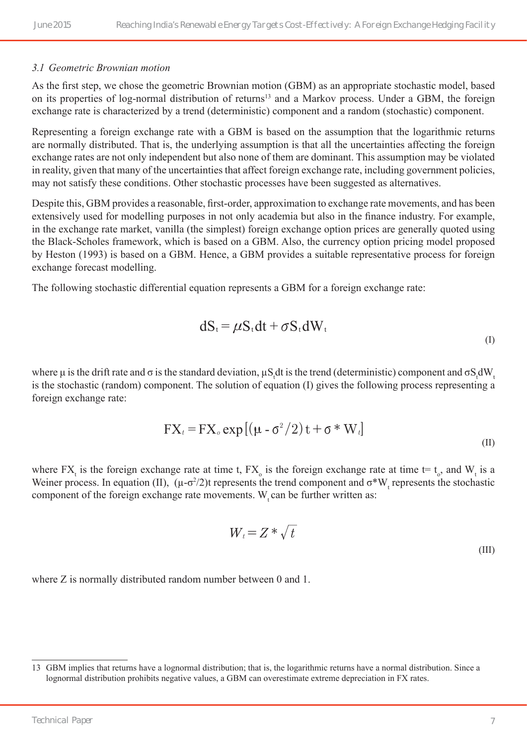### *3.1 Geometric Brownian motion*

As the first step, we chose the geometric Brownian motion (GBM) as an appropriate stochastic model, based on its properties of log-normal distribution of returns[13] and a Markov process. Under a GBM, the foreign exchange rate is characterized by a trend (deterministic) component and a random (stochastic) component.

Representing a foreign exchange rate with a GBM is based on the assumption that the logarithmic returns are normally distributed. That is, the underlying assumption is that all the uncertainties affecting the foreign exchange rates are not only independent but also none of them are dominant. This assumption may be violated in reality, given that many of the uncertainties that affect foreign exchange rate, including government policies, may not satisfy these conditions. Other stochastic processes have been suggested as alternatives.

Despite this, GBM provides a reasonable, first-order, approximation to exchange rate movements, and has been extensively used for modelling purposes in not only academia but also in the finance industry. For example, in the exchange rate market, vanilla (the simplest) foreign exchange option prices are generally quoted using the Black-Scholes framework, which is based on a GBM. Also, the currency option pricing model proposed by Heston (1993) is based on a GBM. Hence, a GBM provides a suitable representative process for foreign exchange forecast modelling.

The following stochastic differential equation represents a GBM for a foreign exchange rate:

$$dS_t = \mu S_t dt + \sigma S_t dW_t \tag{I}$$

where μ is the drift rate and σ is the standard deviation, $\mu S_t dt$ is the trend (deterministic) component and $\sigma S_t dW_t$ is the stochastic (random) component. The solution of equation (I) gives the following process representing a foreign exchange rate:

$$FX_t = FX_o \exp\left[\left(\mu - \sigma^2/2\right)t + \sigma * W_t\right] \tag{II}$$

where $FX_t$ is the foreign exchange rate at time t, $FX_o$ is the foreign exchange rate at time t= $t_o$, and $W_t$ is a Weiner process. In equation (II), $(\mu-\sigma^2/2)t$ represents the trend component and $\sigma * W_t$ represents the stochastic component of the foreign exchange rate movements. $W_t$ can be further written as:

$$W_t = Z * \sqrt{t} \tag{III}$$

where Z is normally distributed random number between 0 and 1.

---

13 GBM implies that returns have a lognormal distribution; that is, the logarithmic returns have a normal distribution. Since a lognormal distribution prohibits negative values, a GBM can overestimate extreme depreciation in FX rates.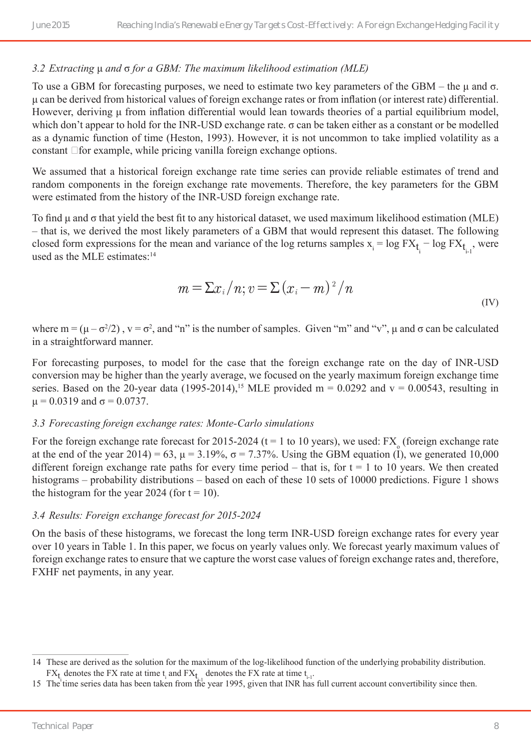### *3.2 Extracting μ and σ for a GBM: The maximum likelihood estimation (MLE)*

To use a GBM for forecasting purposes, we need to estimate two key parameters of the GBM – the μ and σ. μ can be derived from historical values of foreign exchange rates or from inflation (or interest rate) differential. However, deriving μ from inflation differential would lean towards theories of a partial equilibrium model, which don't appear to hold for the INR-USD exchange rate. σ can be taken either as a constant or be modelled as a dynamic function of time (Heston, 1993). However, it is not uncommon to take implied volatility as a constant for example, while pricing vanilla foreign exchange options.

We assumed that a historical foreign exchange rate time series can provide reliable estimates of trend and random components in the foreign exchange rate movements. Therefore, the key parameters for the GBM were estimated from the history of the INR-USD foreign exchange rate.

To find μ and σ that yield the best fit to any historical dataset, we used maximum likelihood estimation (MLE) – that is, we derived the most likely parameters of a GBM that would represent this dataset. The following closed form expressions for the mean and variance of the log returns samples $x_i = \log FX_{t_i} - \log FX_{t_{i-1}}$, were used as the MLE estimates:[14]

$$m = \Sigma x_i / n; v = \Sigma (x_i - m)^2 / n \tag{IV}$$

where $m = (\mu - \sigma^2/2)$ , $v = \sigma^2$, and "n" is the number of samples. Given "m" and "v", μ and σ can be calculated in a straightforward manner.

For forecasting purposes, to model for the case that the foreign exchange rate on the day of INR-USD conversion may be higher than the yearly average, we focused on the yearly maximum foreign exchange time series. Based on the 20-year data (1995-2014),[15] MLE provided m = 0.0292 and v = 0.00543, resulting in μ = 0.0319 and σ = 0.0737.

### *3.3 Forecasting foreign exchange rates: Monte-Carlo simulations*

For the foreign exchange rate forecast for 2015-2024 (t = 1 to 10 years), we used: $FX_o$ (foreign exchange rate at the end of the year 2014) = 63, μ = 3.19%, σ = 7.37%. Using the GBM equation (I), we generated 10,000 different foreign exchange rate paths for every time period – that is, for t = 1 to 10 years. We then created histograms – probability distributions – based on each of these 10 sets of 10000 predictions. Figure 1 shows the histogram for the year 2024 (for t = 10).

### *3.4 Results: Foreign exchange forecast for 2015-2024*

On the basis of these histograms, we forecast the long term INR-USD foreign exchange rates for every year over 10 years in Table 1. In this paper, we focus on yearly values only. We forecast yearly maximum values of foreign exchange rates to ensure that we capture the worst case values of foreign exchange rates and, therefore, FXHF net payments, in any year.

---

14 These are derived as the solution for the maximum of the log-likelihood function of the underlying probability distribution. $FX_{t_i}$ denotes the FX rate at time $t_i$ and $FX_{t_{i-1}}$ denotes the FX rate at time $t_{i-1}$.

15 The time series data has been taken from the year 1995, given that INR has full current account convertibility since then.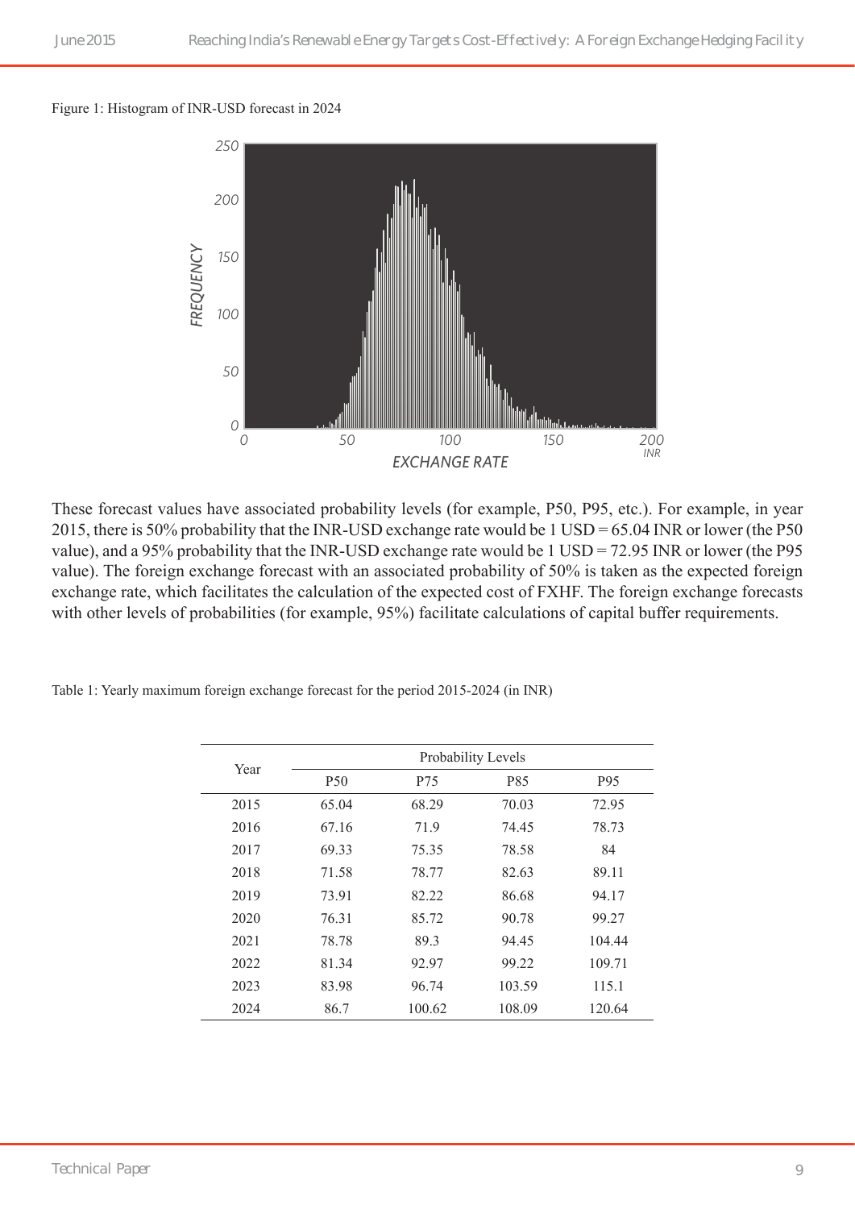Figure 1: Histogram of INR-USD forecast in 2024

These forecast values have associated probability levels (for example, P50, P95, etc.). For example, in year 2015, there is 50% probability that the INR-USD exchange rate would be 1 USD = 65.04 INR or lower (the P50 value), and a 95% probability that the INR-USD exchange rate would be 1 USD = 72.95 INR or lower (the P95 value). The foreign exchange forecast with an associated probability of 50% is taken as the expected foreign exchange rate, which facilitates the calculation of the expected cost of FXHF. The foreign exchange forecasts with other levels of probabilities (for example, 95%) facilitate calculations of capital buffer requirements.

Table 1: Yearly maximum foreign exchange forecast for the period 2015-2024 (in INR)

| Year | Probability Levels | | | |
|---|---|---|---|---|
| | P50 | P75 | P85 | P95 |
| 2015 | 65.04 | 68.29 | 70.03 | 72.95 |
| 2016 | 67.16 | 71.9 | 74.45 | 78.73 |
| 2017 | 69.33 | 75.35 | 78.58 | 84 |
| 2018 | 71.58 | 78.77 | 82.63 | 89.11 |
| 2019 | 73.91 | 82.22 | 86.68 | 94.17 |
| 2020 | 76.31 | 85.72 | 90.78 | 99.27 |
| 2021 | 78.78 | 89.3 | 94.45 | 104.44 |
| 2022 | 81.34 | 92.97 | 99.22 | 109.71 |
| 2023 | 83.98 | 96.74 | 103.59 | 115.1 |
| 2024 | 86.7 | 100.62 | 108.09 | 120.64 |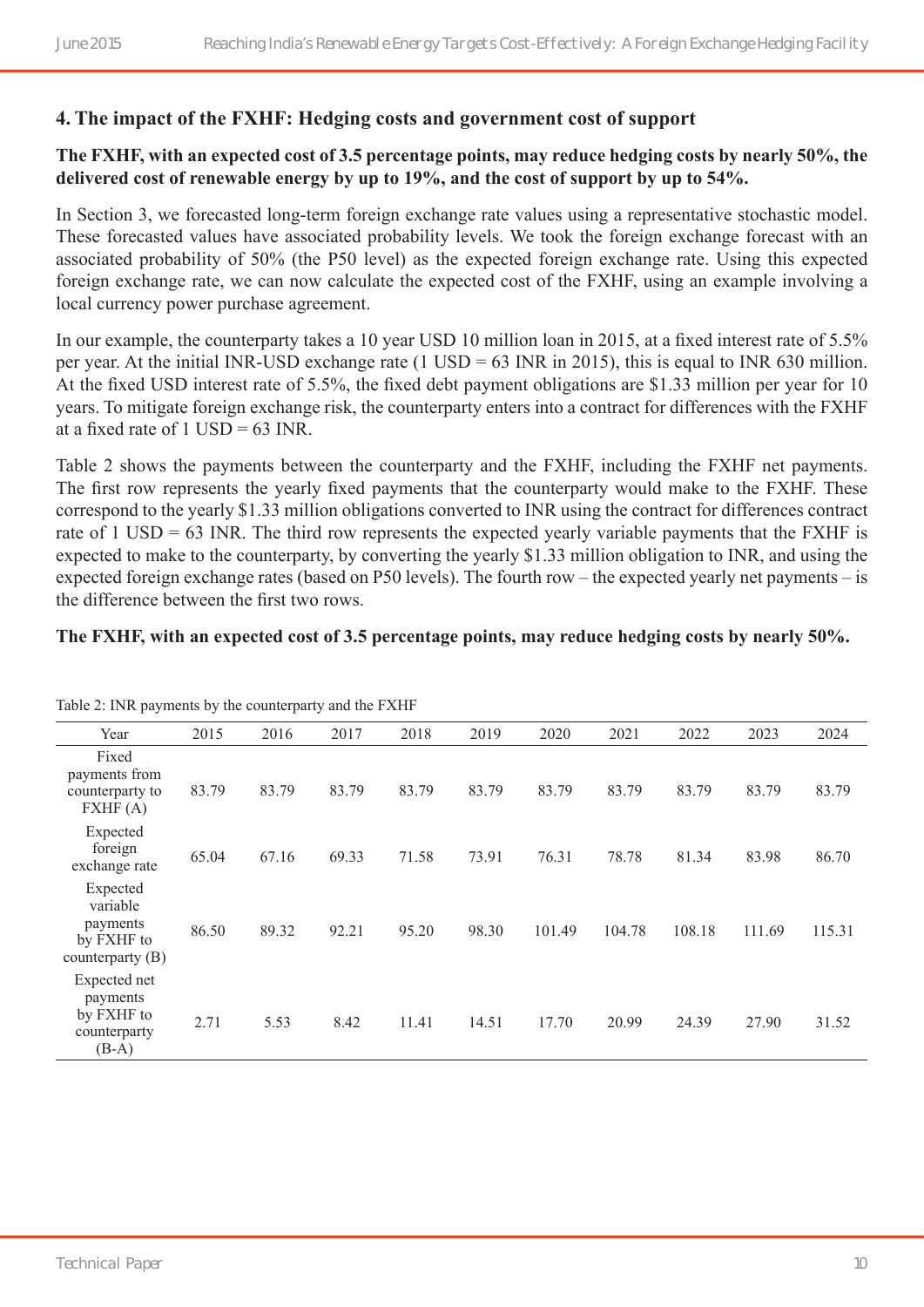## 4. The impact of the FXHF: Hedging costs and government cost of support

**The FXHF, with an expected cost of 3.5 percentage points, may reduce hedging costs by nearly 50%, the delivered cost of renewable energy by up to 19%, and the cost of support by up to 54%.**

In Section 3, we forecasted long-term foreign exchange rate values using a representative stochastic model. These forecasted values have associated probability levels. We took the foreign exchange forecast with an associated probability of 50% (the P50 level) as the expected foreign exchange rate. Using this expected foreign exchange rate, we can now calculate the expected cost of the FXHF, using an example involving a local currency power purchase agreement.

In our example, the counterparty takes a 10 year USD 10 million loan in 2015, at a fixed interest rate of 5.5% per year. At the initial INR-USD exchange rate (1 USD = 63 INR in 2015), this is equal to INR 630 million. At the fixed USD interest rate of 5.5%, the fixed debt payment obligations are $1.33 million per year for 10 years. To mitigate foreign exchange risk, the counterparty enters into a contract for differences with the FXHF at a fixed rate of 1 USD = 63 INR.

Table 2 shows the payments between the counterparty and the FXHF, including the FXHF net payments. The first row represents the yearly fixed payments that the counterparty would make to the FXHF. These correspond to the yearly $1.33 million obligations converted to INR using the contract for differences contract rate of 1 USD = 63 INR. The third row represents the expected yearly variable payments that the FXHF is expected to make to the counterparty, by converting the yearly $1.33 million obligation to INR, and using the expected foreign exchange rates (based on P50 levels). The fourth row – the expected yearly net payments – is the difference between the first two rows.

**The FXHF, with an expected cost of 3.5 percentage points, may reduce hedging costs by nearly 50%.**

Table 2: INR payments by the counterparty and the FXHF

| Year | 2015 | 2016 | 2017 | 2018 | 2019 | 2020 | 2021 | 2022 | 2023 | 2024 |
|---|---|---|---|---|---|---|---|---|---|---|
| Fixed payments from counterparty to FXHF (A) | 83.79 | 83.79 | 83.79 | 83.79 | 83.79 | 83.79 | 83.79 | 83.79 | 83.79 | 83.79 |
| Expected foreign exchange rate | 65.04 | 67.16 | 69.33 | 71.58 | 73.91 | 76.31 | 78.78 | 81.34 | 83.98 | 86.70 |
| Expected variable payments by FXHF to counterparty (B) | 86.50 | 89.32 | 92.21 | 95.20 | 98.30 | 101.49 | 104.78 | 108.18 | 111.69 | 115.31 |
| Expected net payments by FXHF to counterparty (B-A) | 2.71 | 5.53 | 8.42 | 11.41 | 14.51 | 17.70 | 20.99 | 24.39 | 27.90 | 31.52 |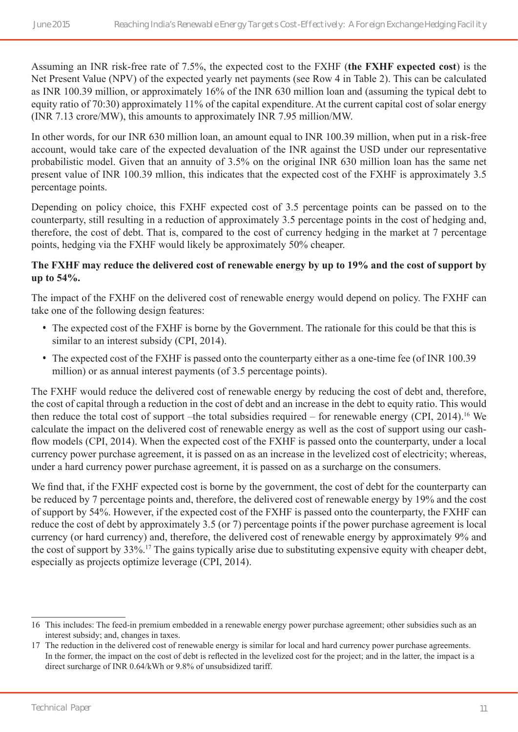Assuming an INR risk-free rate of 7.5%, the expected cost to the FXHF (**the FXHF expected cost**) is the Net Present Value (NPV) of the expected yearly net payments (see Row 4 in Table 2). This can be calculated as INR 100.39 million, or approximately 16% of the INR 630 million loan and (assuming the typical debt to equity ratio of 70:30) approximately 11% of the capital expenditure. At the current capital cost of solar energy (INR 7.13 crore/MW), this amounts to approximately INR 7.95 million/MW.

In other words, for our INR 630 million loan, an amount equal to INR 100.39 million, when put in a risk-free account, would take care of the expected devaluation of the INR against the USD under our representative probabilistic model. Given that an annuity of 3.5% on the original INR 630 million loan has the same net present value of INR 100.39 mllion, this indicates that the expected cost of the FXHF is approximately 3.5 percentage points.

Depending on policy choice, this FXHF expected cost of 3.5 percentage points can be passed on to the counterparty, still resulting in a reduction of approximately 3.5 percentage points in the cost of hedging and, therefore, the cost of debt. That is, compared to the cost of currency hedging in the market at 7 percentage points, hedging via the FXHF would likely be approximately 50% cheaper.

**The FXHF may reduce the delivered cost of renewable energy by up to 19% and the cost of support by up to 54%.**

The impact of the FXHF on the delivered cost of renewable energy would depend on policy. The FXHF can take one of the following design features:

- The expected cost of the FXHF is borne by the Government. The rationale for this could be that this is similar to an interest subsidy (CPI, 2014).
- The expected cost of the FXHF is passed onto the counterparty either as a one-time fee (of INR 100.39 million) or as annual interest payments (of 3.5 percentage points).

The FXHF would reduce the delivered cost of renewable energy by reducing the cost of debt and, therefore, the cost of capital through a reduction in the cost of debt and an increase in the debt to equity ratio. This would then reduce the total cost of support –the total subsidies required – for renewable energy (CPI, 2014).[16] We calculate the impact on the delivered cost of renewable energy as well as the cost of support using our cash-flow models (CPI, 2014). When the expected cost of the FXHF is passed onto the counterparty, under a local currency power purchase agreement, it is passed on as an increase in the levelized cost of electricity; whereas, under a hard currency power purchase agreement, it is passed on as a surcharge on the consumers.

We find that, if the FXHF expected cost is borne by the government, the cost of debt for the counterparty can be reduced by 7 percentage points and, therefore, the delivered cost of renewable energy by 19% and the cost of support by 54%. However, if the expected cost of the FXHF is passed onto the counterparty, the FXHF can reduce the cost of debt by approximately 3.5 (or 7) percentage points if the power purchase agreement is local currency (or hard currency) and, therefore, the delivered cost of renewable energy by approximately 9% and the cost of support by 33%.[17] The gains typically arise due to substituting expensive equity with cheaper debt, especially as projects optimize leverage (CPI, 2014).

---

16 This includes: The feed-in premium embedded in a renewable energy power purchase agreement; other subsidies such as an interest subsidy; and, changes in taxes.

17 The reduction in the delivered cost of renewable energy is similar for local and hard currency power purchase agreements. In the former, the impact on the cost of debt is reflected in the levelized cost for the project; and in the latter, the impact is a direct surcharge of INR 0.64/kWh or 9.8% of unsubsidized tariff.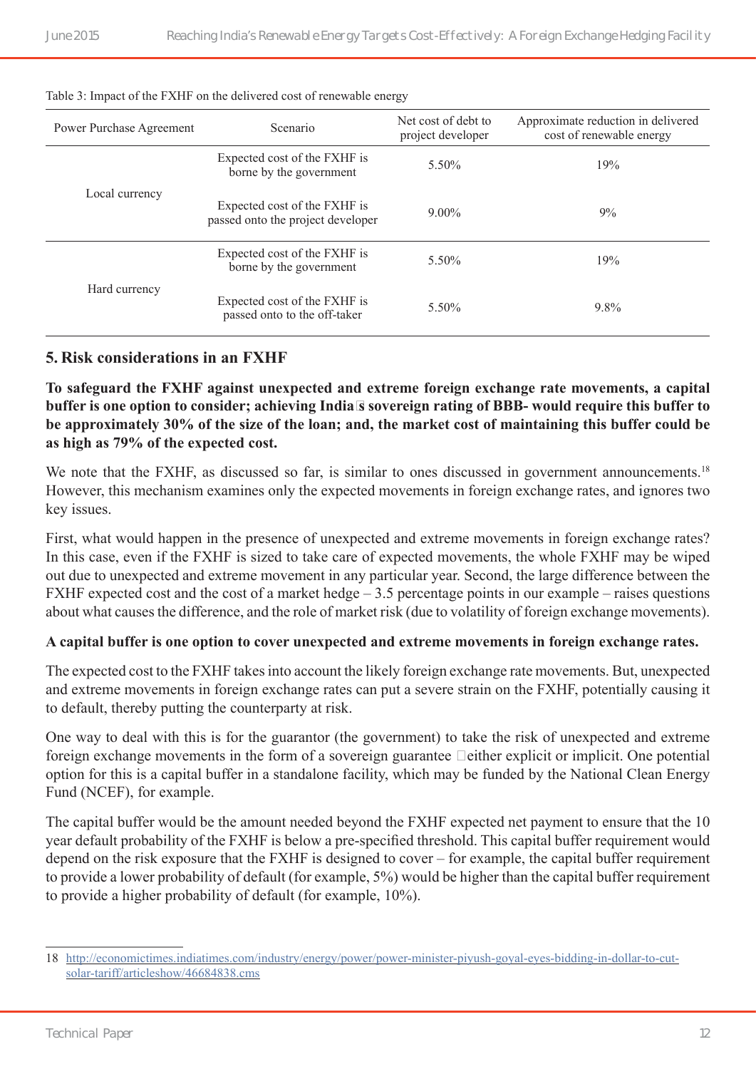Table 3: Impact of the FXHF on the delivered cost of renewable energy

| Power Purchase Agreement | Scenario | Net cost of debt to project developer | Approximate reduction in delivered cost of renewable energy |
|---|---|---|---|
| Local currency | Expected cost of the FXHF is borne by the government | 5.50% | 19% |
| | Expected cost of the FXHF is passed onto the project developer | 9.00% | 9% |
| Hard currency | Expected cost of the FXHF is borne by the government | 5.50% | 19% |
| | Expected cost of the FXHF is passed onto to the off-taker | 5.50% | 9.8% |

## 5. Risk considerations in an FXHF

**To safeguard the FXHF against unexpected and extreme foreign exchange rate movements, a capital buffer is one option to consider; achieving India's sovereign rating of BBB- would require this buffer to be approximately 30% of the size of the loan; and, the market cost of maintaining this buffer could be as high as 79% of the expected cost.**

We note that the FXHF, as discussed so far, is similar to ones discussed in government announcements.[18] However, this mechanism examines only the expected movements in foreign exchange rates, and ignores two key issues.

First, what would happen in the presence of unexpected and extreme movements in foreign exchange rates? In this case, even if the FXHF is sized to take care of expected movements, the whole FXHF may be wiped out due to unexpected and extreme movement in any particular year. Second, the large difference between the FXHF expected cost and the cost of a market hedge – 3.5 percentage points in our example – raises questions about what causes the difference, and the role of market risk (due to volatility of foreign exchange movements).

**A capital buffer is one option to cover unexpected and extreme movements in foreign exchange rates.**

The expected cost to the FXHF takes into account the likely foreign exchange rate movements. But, unexpected and extreme movements in foreign exchange rates can put a severe strain on the FXHF, potentially causing it to default, thereby putting the counterparty at risk.

One way to deal with this is for the guarantor (the government) to take the risk of unexpected and extreme foreign exchange movements in the form of a sovereign guarantee – either explicit or implicit. One potential option for this is a capital buffer in a standalone facility, which may be funded by the National Clean Energy Fund (NCEF), for example.

The capital buffer would be the amount needed beyond the FXHF expected net payment to ensure that the 10 year default probability of the FXHF is below a pre-specified threshold. This capital buffer requirement would depend on the risk exposure that the FXHF is designed to cover – for example, the capital buffer requirement to provide a lower probability of default (for example, 5%) would be higher than the capital buffer requirement to provide a higher probability of default (for example, 10%).

18 http://economictimes.indiatimes.com/industry/energy/power/power-minister-piyush-goyal-eyes-bidding-in-dollar-to-cut-solar-tariff/articleshow/46684838.cms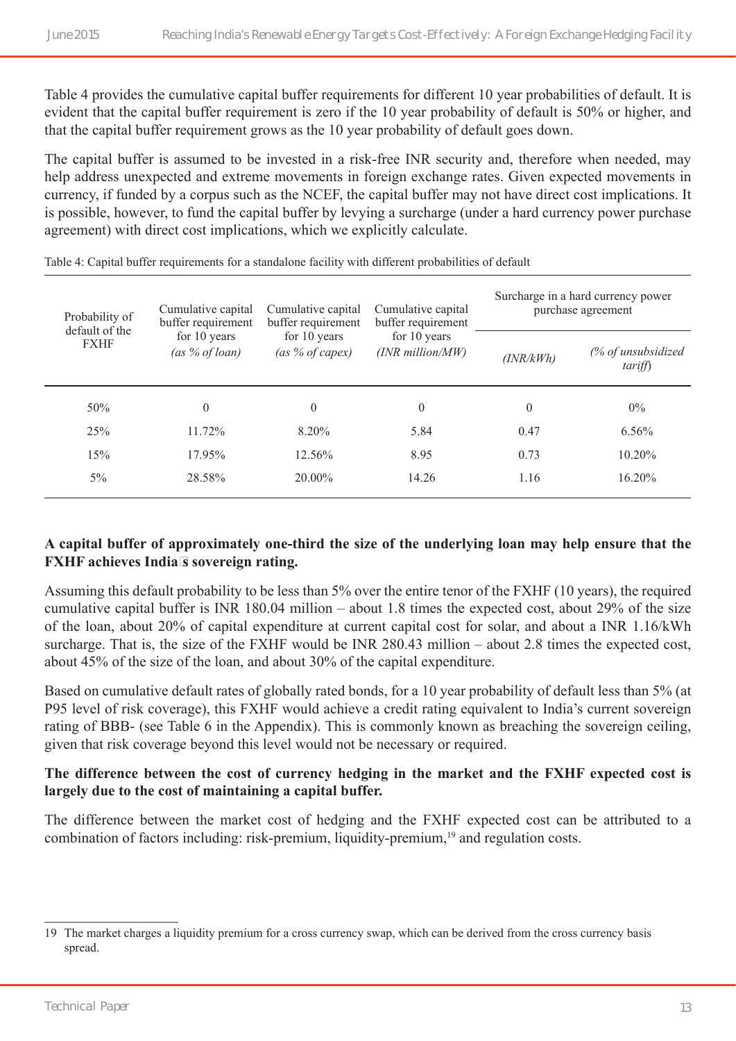Table 4 provides the cumulative capital buffer requirements for different 10 year probabilities of default. It is evident that the capital buffer requirement is zero if the 10 year probability of default is 50% or higher, and that the capital buffer requirement grows as the 10 year probability of default goes down.

The capital buffer is assumed to be invested in a risk-free INR security and, therefore when needed, may help address unexpected and extreme movements in foreign exchange rates. Given expected movements in currency, if funded by a corpus such as the NCEF, the capital buffer may not have direct cost implications. It is possible, however, to fund the capital buffer by levying a surcharge (under a hard currency power purchase agreement) with direct cost implications, which we explicitly calculate.

Table 4: Capital buffer requirements for a standalone facility with different probabilities of default

| Probability of default of the FXHF | Cumulative capital buffer requirement for 10 years *(as % of loan)* | Cumulative capital buffer requirement for 10 years *(as % of capex)* | Cumulative capital buffer requirement for 10 years *(INR million/MW)* | Surcharge in a hard currency power purchase agreement | |
|---|---|---|---|---|---|
| | | | | *(INR/kWh)* | *(% of unsubsidized tariff)* |
| 50% | 0 | 0 | 0 | 0 | 0% |
| 25% | 11.72% | 8.20% | 5.84 | 0.47 | 6.56% |
| 15% | 17.95% | 12.56% | 8.95 | 0.73 | 10.20% |
| 5% | 28.58% | 20.00% | 14.26 | 1.16 | 16.20% |

**A capital buffer of approximately one-third the size of the underlying loan may help ensure that the FXHF achieves India's sovereign rating.**

Assuming this default probability to be less than 5% over the entire tenor of the FXHF (10 years), the required cumulative capital buffer is INR 180.04 million – about 1.8 times the expected cost, about 29% of the size of the loan, about 20% of capital expenditure at current capital cost for solar, and about a INR 1.16/kWh surcharge. That is, the size of the FXHF would be INR 280.43 million – about 2.8 times the expected cost, about 45% of the size of the loan, and about 30% of the capital expenditure.

Based on cumulative default rates of globally rated bonds, for a 10 year probability of default less than 5% (at P95 level of risk coverage), this FXHF would achieve a credit rating equivalent to India's current sovereign rating of BBB- (see Table 6 in the Appendix). This is commonly known as breaching the sovereign ceiling, given that risk coverage beyond this level would not be necessary or required.

**The difference between the cost of currency hedging in the market and the FXHF expected cost is largely due to the cost of maintaining a capital buffer.**

The difference between the market cost of hedging and the FXHF expected cost can be attributed to a combination of factors including: risk-premium, liquidity-premium,[19] and regulation costs.

19 The market charges a liquidity premium for a cross currency swap, which can be derived from the cross currency basis spread.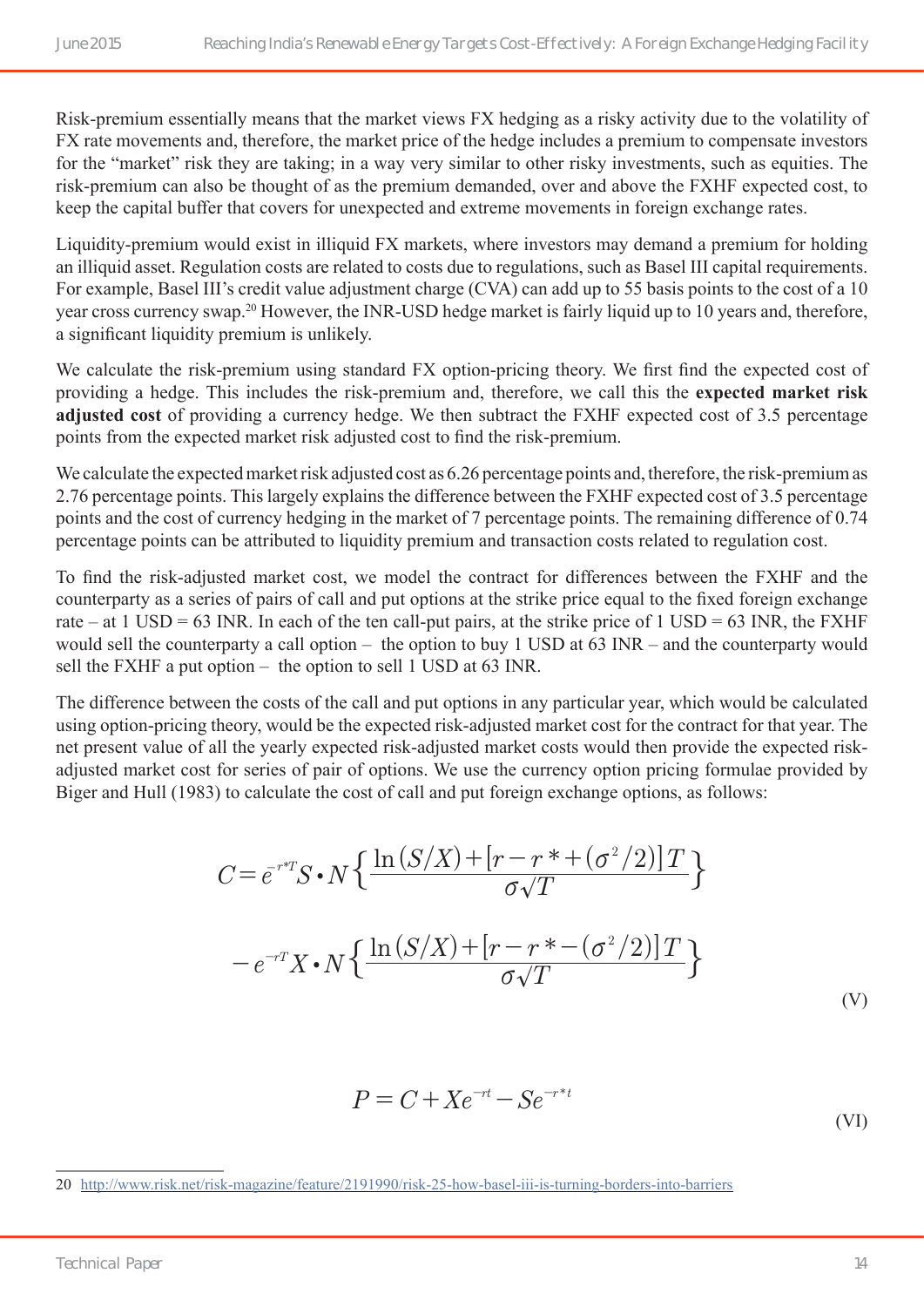Risk-premium essentially means that the market views FX hedging as a risky activity due to the volatility of FX rate movements and, therefore, the market price of the hedge includes a premium to compensate investors for the "market" risk they are taking; in a way very similar to other risky investments, such as equities. The risk-premium can also be thought of as the premium demanded, over and above the FXHF expected cost, to keep the capital buffer that covers for unexpected and extreme movements in foreign exchange rates.

Liquidity-premium would exist in illiquid FX markets, where investors may demand a premium for holding an illiquid asset. Regulation costs are related to costs due to regulations, such as Basel III capital requirements. For example, Basel III's credit value adjustment charge (CVA) can add up to 55 basis points to the cost of a 10 year cross currency swap.[20] However, the INR-USD hedge market is fairly liquid up to 10 years and, therefore, a significant liquidity premium is unlikely.

We calculate the risk-premium using standard FX option-pricing theory. We first find the expected cost of providing a hedge. This includes the risk-premium and, therefore, we call this the **expected market risk adjusted cost** of providing a currency hedge. We then subtract the FXHF expected cost of 3.5 percentage points from the expected market risk adjusted cost to find the risk-premium.

We calculate the expected market risk adjusted cost as 6.26 percentage points and, therefore, the risk-premium as 2.76 percentage points. This largely explains the difference between the FXHF expected cost of 3.5 percentage points and the cost of currency hedging in the market of 7 percentage points. The remaining difference of 0.74 percentage points can be attributed to liquidity premium and transaction costs related to regulation cost.

To find the risk-adjusted market cost, we model the contract for differences between the FXHF and the counterparty as a series of pairs of call and put options at the strike price equal to the fixed foreign exchange rate – at 1 USD = 63 INR. In each of the ten call-put pairs, at the strike price of 1 USD = 63 INR, the FXHF would sell the counterparty a call option – the option to buy 1 USD at 63 INR – and the counterparty would sell the FXHF a put option – the option to sell 1 USD at 63 INR.

The difference between the costs of the call and put options in any particular year, which would be calculated using option-pricing theory, would be the expected risk-adjusted market cost for the contract for that year. The net present value of all the yearly expected risk-adjusted market costs would then provide the expected risk-adjusted market cost for series of pair of options. We use the currency option pricing formulae provided by Biger and Hull (1983) to calculate the cost of call and put foreign exchange options, as follows:

$$C = e^{-r^*T} S \cdot N\left\{\frac{\ln(S/X) + [r - r^* + (\sigma^2/2)]T}{\sigma\sqrt{T}}\right\} - e^{-rT} X \cdot N\left\{\frac{\ln(S/X) + [r - r^* - (\sigma^2/2)]T}{\sigma\sqrt{T}}\right\} \quad \text{(V)}$$

$$P = C + Xe^{-rt} - Se^{-r^*t} \quad \text{(VI)}$$

---

20 http://www.risk.net/risk-magazine/feature/2191990/risk-25-how-basel-iii-is-turning-borders-into-barriers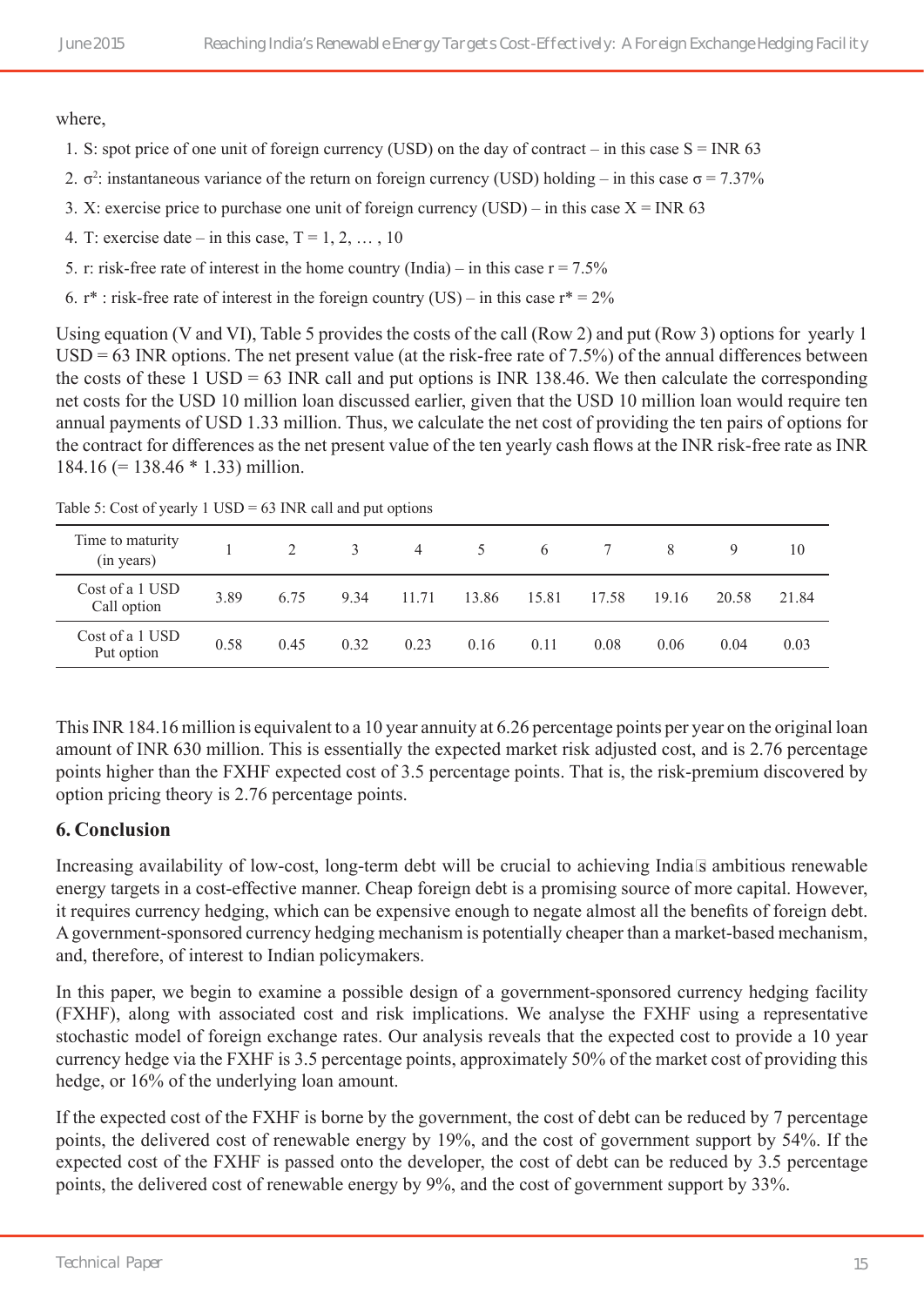where,

1. S: spot price of one unit of foreign currency (USD) on the day of contract – in this case S = INR 63
2. $\sigma^2$: instantaneous variance of the return on foreign currency (USD) holding – in this case $\sigma$ = 7.37%
3. X: exercise price to purchase one unit of foreign currency (USD) – in this case X = INR 63
4. T: exercise date – in this case, T = 1, 2, … , 10
5. r: risk-free rate of interest in the home country (India) – in this case r = 7.5%
6. r* : risk-free rate of interest in the foreign country (US) – in this case r* = 2%

Using equation (V and VI), Table 5 provides the costs of the call (Row 2) and put (Row 3) options for yearly 1 USD = 63 INR options. The net present value (at the risk-free rate of 7.5%) of the annual differences between the costs of these 1 USD = 63 INR call and put options is INR 138.46. We then calculate the corresponding net costs for the USD 10 million loan discussed earlier, given that the USD 10 million loan would require ten annual payments of USD 1.33 million. Thus, we calculate the net cost of providing the ten pairs of options for the contract for differences as the net present value of the ten yearly cash flows at the INR risk-free rate as INR 184.16 (= 138.46 * 1.33) million.

Table 5: Cost of yearly 1 USD = 63 INR call and put options

| Time to maturity (in years) | 1 | 2 | 3 | 4 | 5 | 6 | 7 | 8 | 9 | 10 |
|---|---|---|---|---|---|---|---|---|---|---|
| Cost of a 1 USD Call option | 3.89 | 6.75 | 9.34 | 11.71 | 13.86 | 15.81 | 17.58 | 19.16 | 20.58 | 21.84 |
| Cost of a 1 USD Put option | 0.58 | 0.45 | 0.32 | 0.23 | 0.16 | 0.11 | 0.08 | 0.06 | 0.04 | 0.03 |

This INR 184.16 million is equivalent to a 10 year annuity at 6.26 percentage points per year on the original loan amount of INR 630 million. This is essentially the expected market risk adjusted cost, and is 2.76 percentage points higher than the FXHF expected cost of 3.5 percentage points. That is, the risk-premium discovered by option pricing theory is 2.76 percentage points.

## 6. Conclusion

Increasing availability of low-cost, long-term debt will be crucial to achieving India's ambitious renewable energy targets in a cost-effective manner. Cheap foreign debt is a promising source of more capital. However, it requires currency hedging, which can be expensive enough to negate almost all the benefits of foreign debt. A government-sponsored currency hedging mechanism is potentially cheaper than a market-based mechanism, and, therefore, of interest to Indian policymakers.

In this paper, we begin to examine a possible design of a government-sponsored currency hedging facility (FXHF), along with associated cost and risk implications. We analyse the FXHF using a representative stochastic model of foreign exchange rates. Our analysis reveals that the expected cost to provide a 10 year currency hedge via the FXHF is 3.5 percentage points, approximately 50% of the market cost of providing this hedge, or 16% of the underlying loan amount.

If the expected cost of the FXHF is borne by the government, the cost of debt can be reduced by 7 percentage points, the delivered cost of renewable energy by 19%, and the cost of government support by 54%. If the expected cost of the FXHF is passed onto the developer, the cost of debt can be reduced by 3.5 percentage points, the delivered cost of renewable energy by 9%, and the cost of government support by 33%.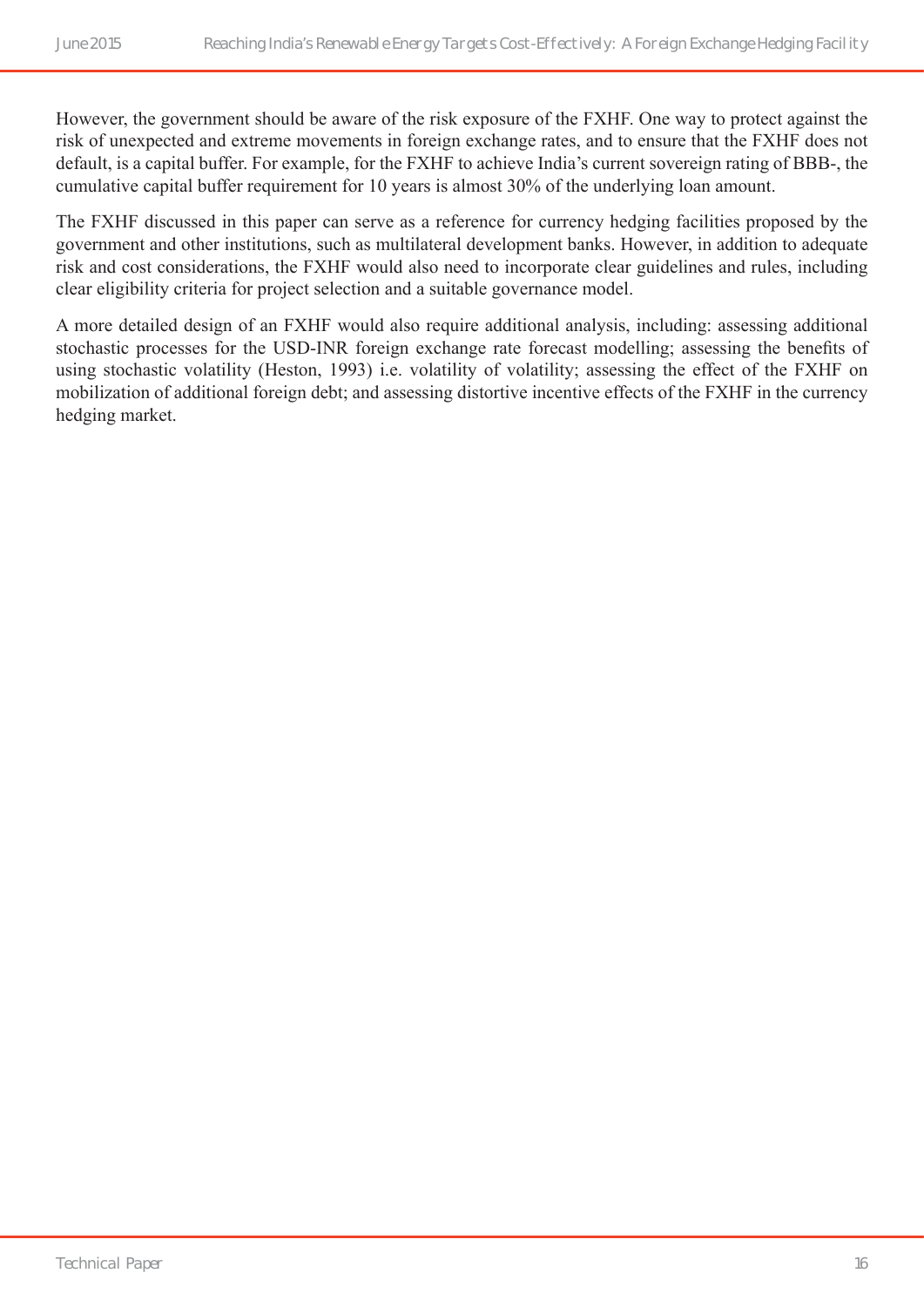However, the government should be aware of the risk exposure of the FXHF. One way to protect against the risk of unexpected and extreme movements in foreign exchange rates, and to ensure that the FXHF does not default, is a capital buffer. For example, for the FXHF to achieve India's current sovereign rating of BBB-, the cumulative capital buffer requirement for 10 years is almost 30% of the underlying loan amount.

The FXHF discussed in this paper can serve as a reference for currency hedging facilities proposed by the government and other institutions, such as multilateral development banks. However, in addition to adequate risk and cost considerations, the FXHF would also need to incorporate clear guidelines and rules, including clear eligibility criteria for project selection and a suitable governance model.

A more detailed design of an FXHF would also require additional analysis, including: assessing additional stochastic processes for the USD-INR foreign exchange rate forecast modelling; assessing the benefits of using stochastic volatility (Heston, 1993) i.e. volatility of volatility; assessing the effect of the FXHF on mobilization of additional foreign debt; and assessing distortive incentive effects of the FXHF in the currency hedging market.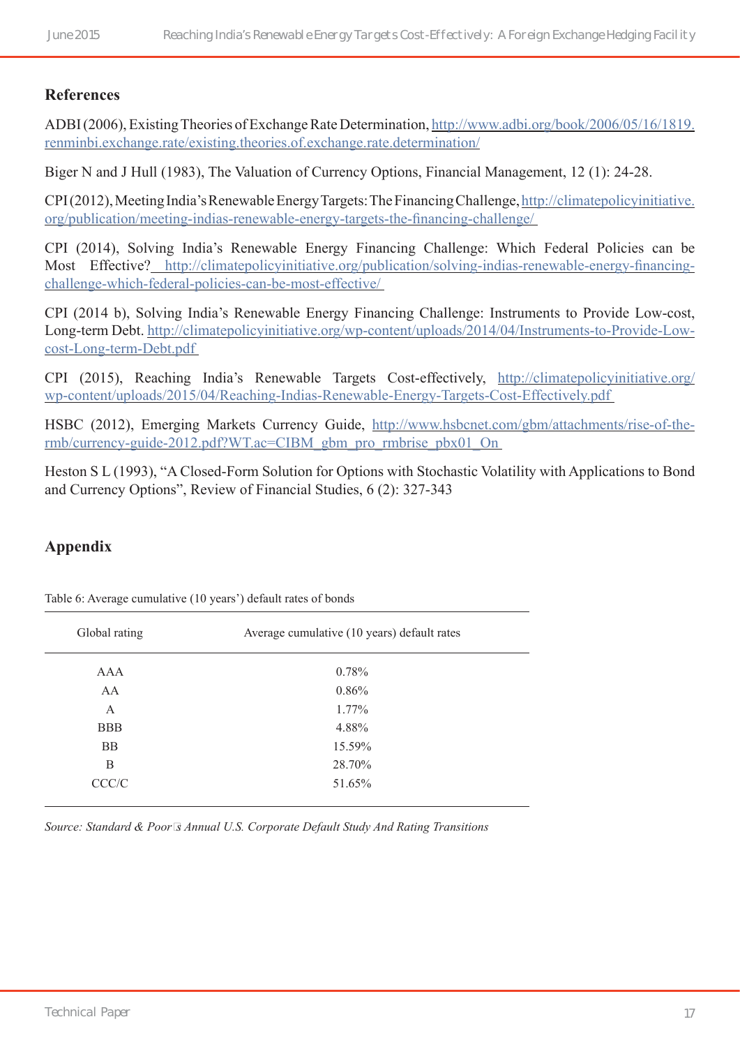## References

ADBI (2006), Existing Theories of Exchange Rate Determination, http://www.adbi.org/book/2006/05/16/1819.renminbi.exchange.rate/existing.theories.of.exchange.rate.determination/

Biger N and J Hull (1983), The Valuation of Currency Options, Financial Management, 12 (1): 24-28.

CPI (2012), Meeting India's Renewable Energy Targets: The Financing Challenge, http://climatepolicyinitiative.org/publication/meeting-indias-renewable-energy-targets-the-financing-challenge/

CPI (2014), Solving India's Renewable Energy Financing Challenge: Which Federal Policies can be Most Effective? http://climatepolicyinitiative.org/publication/solving-indias-renewable-energy-financing-challenge-which-federal-policies-can-be-most-effective/

CPI (2014 b), Solving India's Renewable Energy Financing Challenge: Instruments to Provide Low-cost, Long-term Debt. http://climatepolicyinitiative.org/wp-content/uploads/2014/04/Instruments-to-Provide-Low-cost-Long-term-Debt.pdf

CPI (2015), Reaching India's Renewable Targets Cost-effectively, http://climatepolicyinitiative.org/wp-content/uploads/2015/04/Reaching-Indias-Renewable-Energy-Targets-Cost-Effectively.pdf

HSBC (2012), Emerging Markets Currency Guide, http://www.hsbcnet.com/gbm/attachments/rise-of-the-rmb/currency-guide-2012.pdf?WT.ac=CIBM_gbm_pro_rmbrise_pbx01_On

Heston S L (1993), "A Closed-Form Solution for Options with Stochastic Volatility with Applications to Bond and Currency Options", Review of Financial Studies, 6 (2): 327-343

## Appendix

Table 6: Average cumulative (10 years') default rates of bonds

| Global rating | Average cumulative (10 years) default rates |
|---|---|
| AAA | 0.78% |
| AA | 0.86% |
| A | 1.77% |
| BBB | 4.88% |
| BB | 15.59% |
| B | 28.70% |
| CCC/C | 51.65% |

*Source: Standard & Poor's Annual U.S. Corporate Default Study And Rating Transitions*